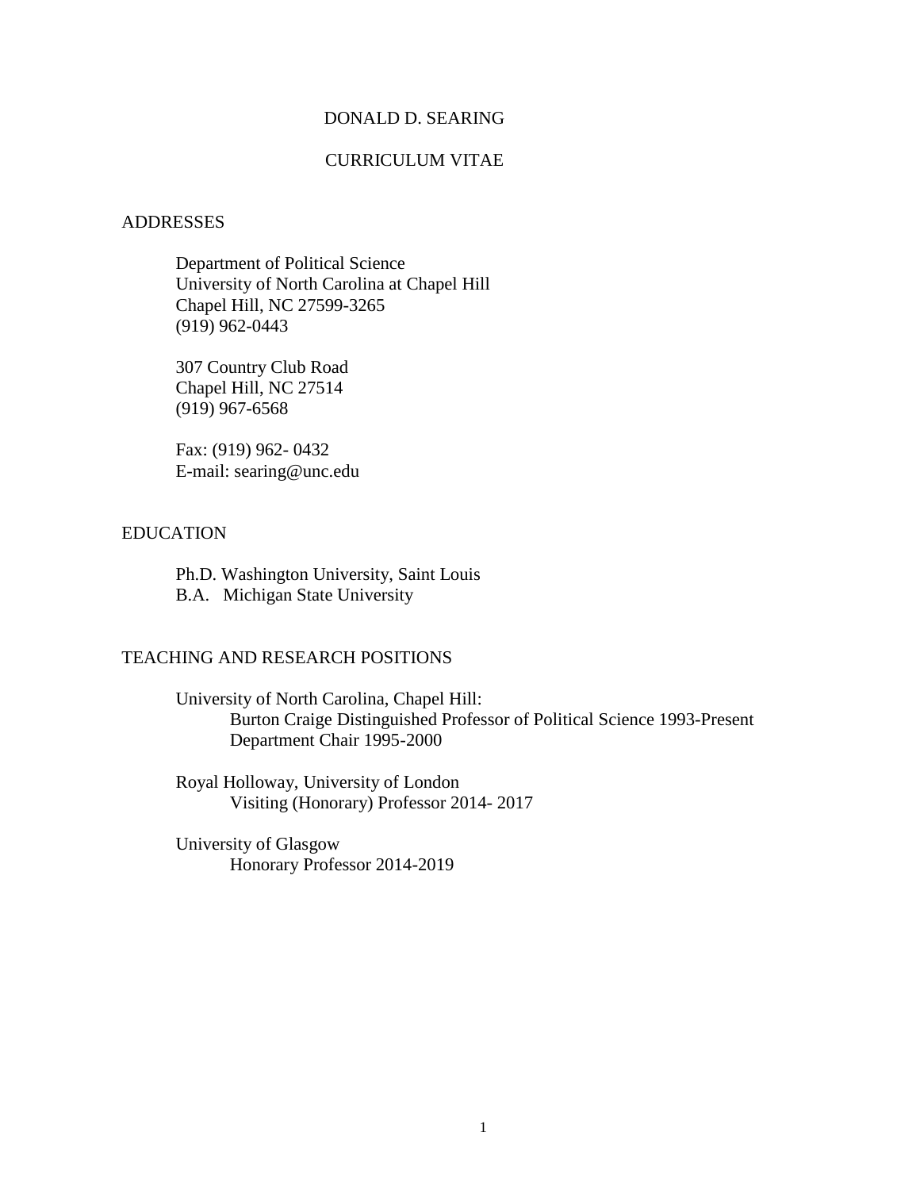# DONALD D. SEARING

## CURRICULUM VITAE

## ADDRESSES

Department of Political Science
University of North Carolina at Chapel Hill
Chapel Hill, NC 27599-3265
(919) 962-0443

307 Country Club Road
Chapel Hill, NC 27514
(919) 967-6568

Fax: (919) 962- 0432
E-mail: searing@unc.edu

## EDUCATION

Ph.D. Washington University, Saint Louis
B.A. Michigan State University

## TEACHING AND RESEARCH POSITIONS

University of North Carolina, Chapel Hill:
- Burton Craige Distinguished Professor of Political Science 1993-Present
- Department Chair 1995-2000

Royal Holloway, University of London
- Visiting (Honorary) Professor 2014- 2017

University of Glasgow
- Honorary Professor 2014-2019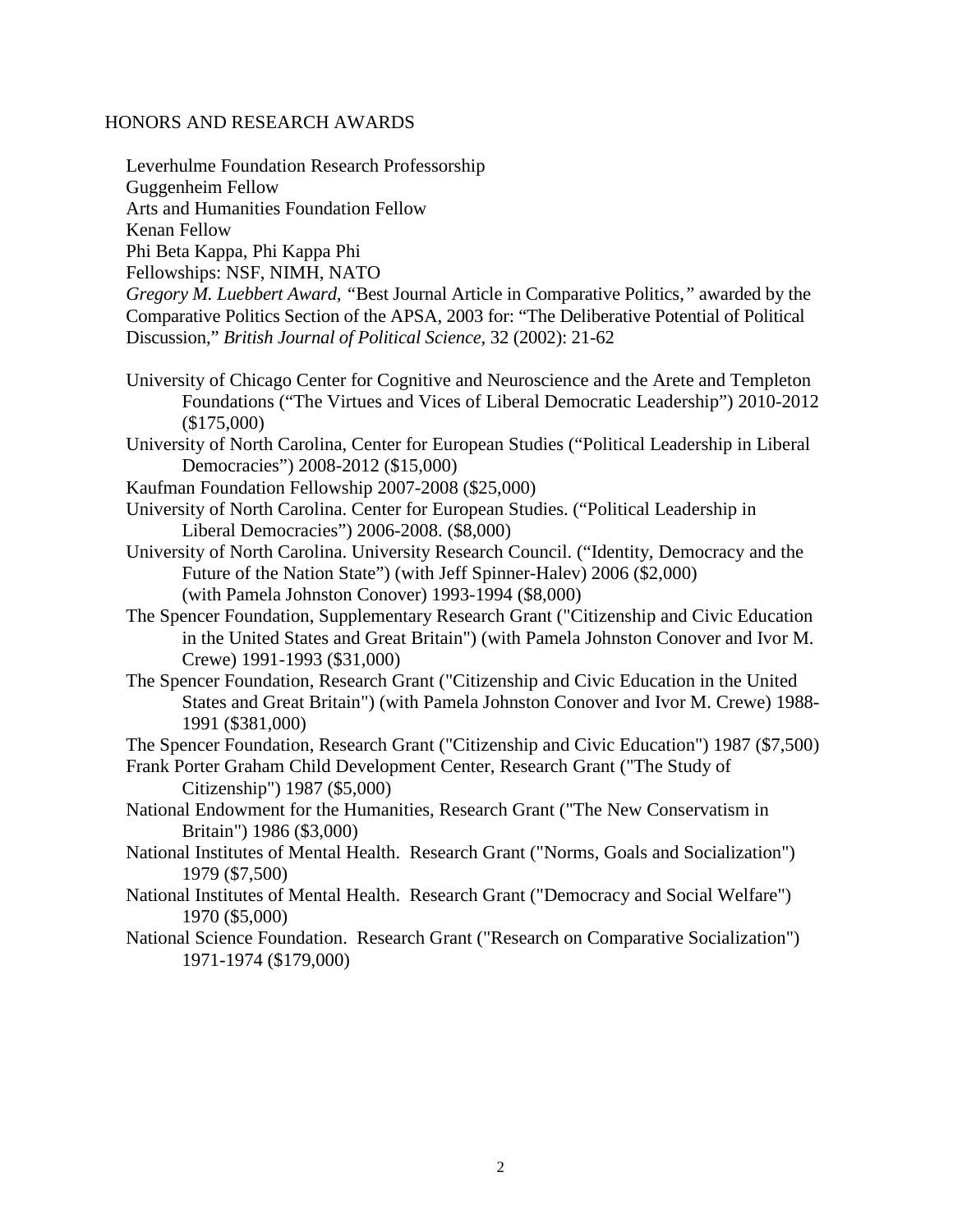## HONORS AND RESEARCH AWARDS

Leverhulme Foundation Research Professorship
Guggenheim Fellow
Arts and Humanities Foundation Fellow
Kenan Fellow
Phi Beta Kappa, Phi Kappa Phi
Fellowships: NSF, NIMH, NATO
*Gregory M. Luebbert Award, "*Best Journal Article in Comparative Politics,*"* awarded by the Comparative Politics Section of the APSA, 2003 for: "The Deliberative Potential of Political Discussion," *British Journal of Political Science,* 32 (2002): 21-62

University of Chicago Center for Cognitive and Neuroscience and the Arete and Templeton Foundations ("The Virtues and Vices of Liberal Democratic Leadership") 2010-2012 ($175,000)

University of North Carolina, Center for European Studies ("Political Leadership in Liberal Democracies") 2008-2012 ($15,000)

Kaufman Foundation Fellowship 2007-2008 ($25,000)

University of North Carolina. Center for European Studies. ("Political Leadership in Liberal Democracies") 2006-2008. ($8,000)

University of North Carolina. University Research Council. ("Identity, Democracy and the Future of the Nation State") (with Jeff Spinner-Halev) 2006 ($2,000)
(with Pamela Johnston Conover) 1993-1994 ($8,000)

The Spencer Foundation, Supplementary Research Grant ("Citizenship and Civic Education in the United States and Great Britain") (with Pamela Johnston Conover and Ivor M. Crewe) 1991-1993 ($31,000)

The Spencer Foundation, Research Grant ("Citizenship and Civic Education in the United States and Great Britain") (with Pamela Johnston Conover and Ivor M. Crewe) 1988-1991 ($381,000)

The Spencer Foundation, Research Grant ("Citizenship and Civic Education") 1987 ($7,500)

Frank Porter Graham Child Development Center, Research Grant ("The Study of Citizenship") 1987 ($5,000)

National Endowment for the Humanities, Research Grant ("The New Conservatism in Britain") 1986 ($3,000)

National Institutes of Mental Health. Research Grant ("Norms, Goals and Socialization") 1979 ($7,500)

National Institutes of Mental Health. Research Grant ("Democracy and Social Welfare") 1970 ($5,000)

National Science Foundation. Research Grant ("Research on Comparative Socialization") 1971-1974 ($179,000)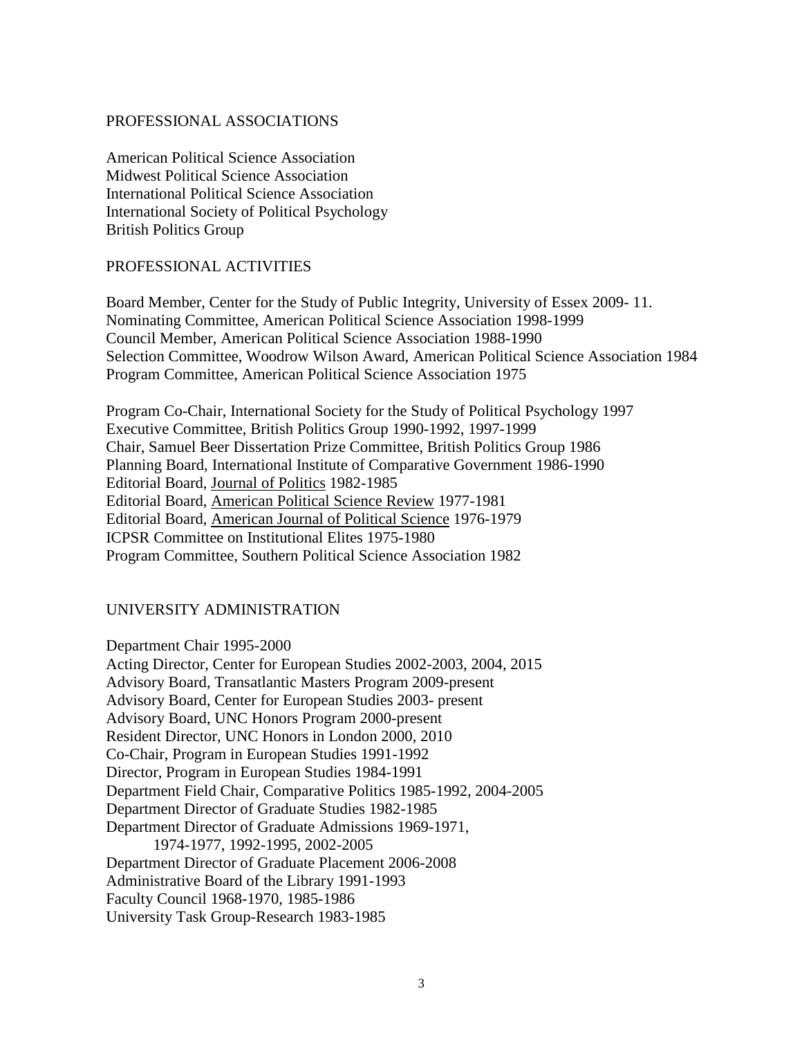## PROFESSIONAL ASSOCIATIONS

American Political Science Association
Midwest Political Science Association
International Political Science Association
International Society of Political Psychology
British Politics Group

## PROFESSIONAL ACTIVITIES

Board Member, Center for the Study of Public Integrity, University of Essex 2009- 11.
Nominating Committee, American Political Science Association 1998-1999
Council Member, American Political Science Association 1988-1990
Selection Committee, Woodrow Wilson Award, American Political Science Association 1984
Program Committee, American Political Science Association 1975

Program Co-Chair, International Society for the Study of Political Psychology 1997
Executive Committee, British Politics Group 1990-1992, 1997-1999
Chair, Samuel Beer Dissertation Prize Committee, British Politics Group 1986
Planning Board, International Institute of Comparative Government 1986-1990
Editorial Board, Journal of Politics 1982-1985
Editorial Board, American Political Science Review 1977-1981
Editorial Board, American Journal of Political Science 1976-1979
ICPSR Committee on Institutional Elites 1975-1980
Program Committee, Southern Political Science Association 1982

## UNIVERSITY ADMINISTRATION

Department Chair 1995-2000
Acting Director, Center for European Studies 2002-2003, 2004, 2015
Advisory Board, Transatlantic Masters Program 2009-present
Advisory Board, Center for European Studies 2003- present
Advisory Board, UNC Honors Program 2000-present
Resident Director, UNC Honors in London 2000, 2010
Co-Chair, Program in European Studies 1991-1992
Director, Program in European Studies 1984-1991
Department Field Chair, Comparative Politics 1985-1992, 2004-2005
Department Director of Graduate Studies 1982-1985
Department Director of Graduate Admissions 1969-1971,
    1974-1977, 1992-1995, 2002-2005
Department Director of Graduate Placement 2006-2008
Administrative Board of the Library 1991-1993
Faculty Council 1968-1970, 1985-1986
University Task Group-Research 1983-1985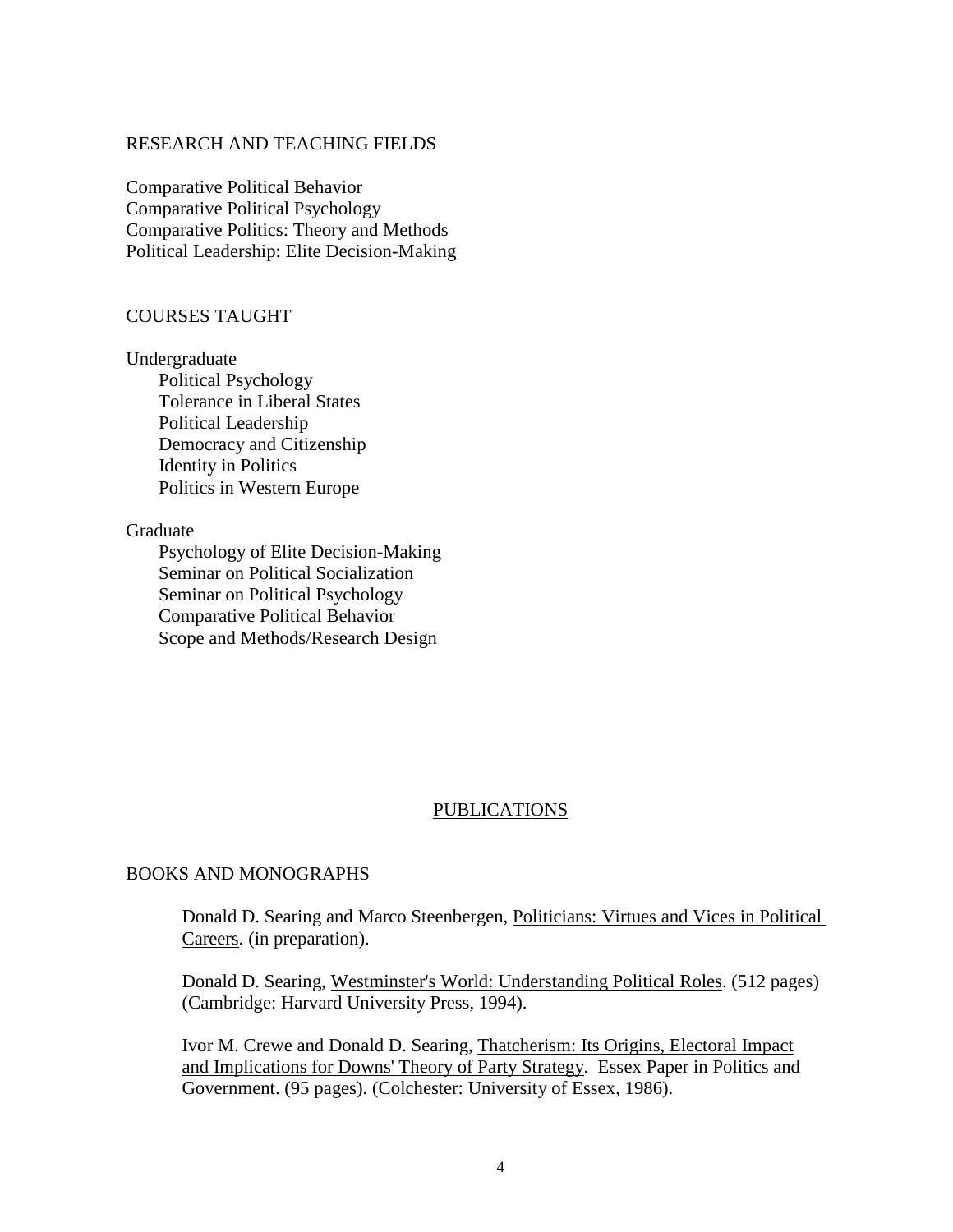## RESEARCH AND TEACHING FIELDS

Comparative Political Behavior
Comparative Political Psychology
Comparative Politics: Theory and Methods
Political Leadership: Elite Decision-Making

## COURSES TAUGHT

Undergraduate

- Political Psychology
- Tolerance in Liberal States
- Political Leadership
- Democracy and Citizenship
- Identity in Politics
- Politics in Western Europe

Graduate

- Psychology of Elite Decision-Making
- Seminar on Political Socialization
- Seminar on Political Psychology
- Comparative Political Behavior
- Scope and Methods/Research Design

# PUBLICATIONS

## BOOKS AND MONOGRAPHS

Donald D. Searing and Marco Steenbergen, Politicians: Virtues and Vices in Political Careers. (in preparation).

Donald D. Searing, Westminster's World: Understanding Political Roles. (512 pages) (Cambridge: Harvard University Press, 1994).

Ivor M. Crewe and Donald D. Searing, Thatcherism: Its Origins, Electoral Impact and Implications for Downs' Theory of Party Strategy. Essex Paper in Politics and Government. (95 pages). (Colchester: University of Essex, 1986).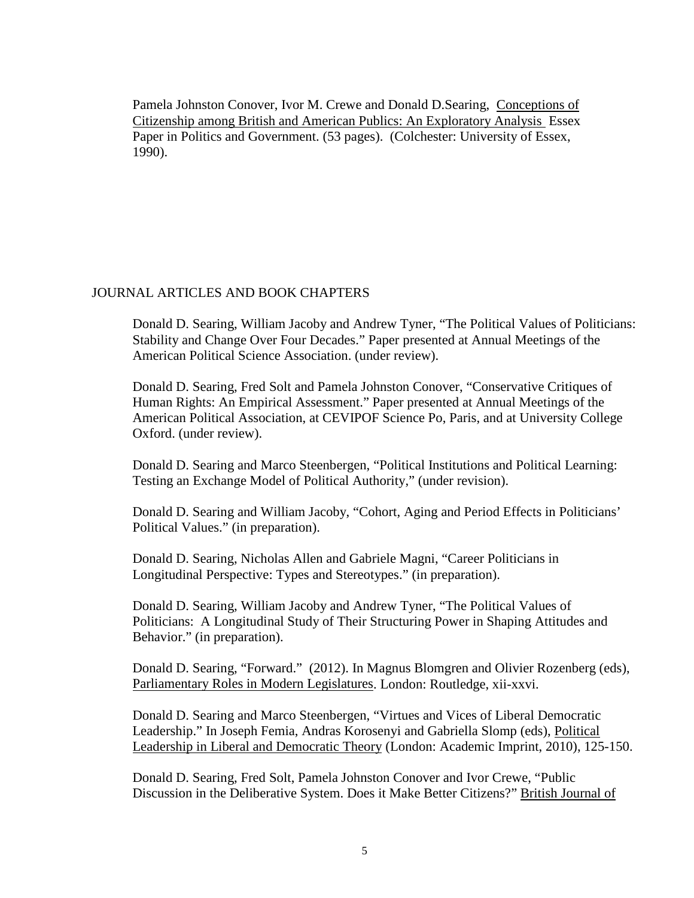Pamela Johnston Conover, Ivor M. Crewe and Donald D.Searing, Conceptions of Citizenship among British and American Publics: An Exploratory Analysis Essex Paper in Politics and Government. (53 pages). (Colchester: University of Essex, 1990).

## JOURNAL ARTICLES AND BOOK CHAPTERS

Donald D. Searing, William Jacoby and Andrew Tyner, "The Political Values of Politicians: Stability and Change Over Four Decades." Paper presented at Annual Meetings of the American Political Science Association. (under review).

Donald D. Searing, Fred Solt and Pamela Johnston Conover, "Conservative Critiques of Human Rights: An Empirical Assessment." Paper presented at Annual Meetings of the American Political Association, at CEVIPOF Science Po, Paris, and at University College Oxford. (under review).

Donald D. Searing and Marco Steenbergen, "Political Institutions and Political Learning: Testing an Exchange Model of Political Authority," (under revision).

Donald D. Searing and William Jacoby, "Cohort, Aging and Period Effects in Politicians' Political Values." (in preparation).

Donald D. Searing, Nicholas Allen and Gabriele Magni, "Career Politicians in Longitudinal Perspective: Types and Stereotypes." (in preparation).

Donald D. Searing, William Jacoby and Andrew Tyner, "The Political Values of Politicians: A Longitudinal Study of Their Structuring Power in Shaping Attitudes and Behavior." (in preparation).

Donald D. Searing, "Forward." (2012). In Magnus Blomgren and Olivier Rozenberg (eds), Parliamentary Roles in Modern Legislatures. London: Routledge, xii-xxvi.

Donald D. Searing and Marco Steenbergen, "Virtues and Vices of Liberal Democratic Leadership." In Joseph Femia, Andras Korosenyi and Gabriella Slomp (eds), Political Leadership in Liberal and Democratic Theory (London: Academic Imprint, 2010), 125-150.

Donald D. Searing, Fred Solt, Pamela Johnston Conover and Ivor Crewe, "Public Discussion in the Deliberative System. Does it Make Better Citizens?" British Journal of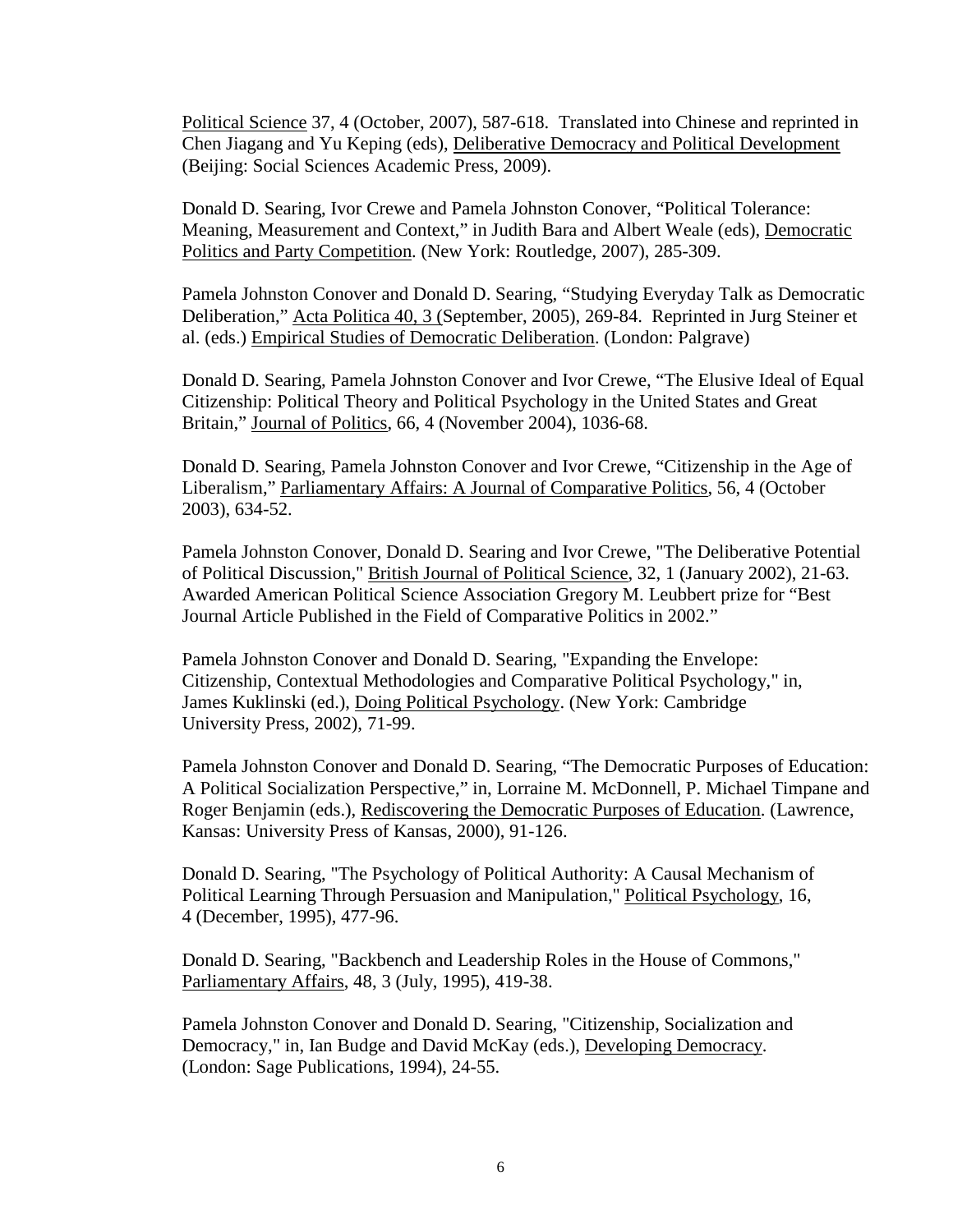Political Science 37, 4 (October, 2007), 587-618. Translated into Chinese and reprinted in Chen Jiagang and Yu Keping (eds), Deliberative Democracy and Political Development (Beijing: Social Sciences Academic Press, 2009).

Donald D. Searing, Ivor Crewe and Pamela Johnston Conover, "Political Tolerance: Meaning, Measurement and Context," in Judith Bara and Albert Weale (eds), Democratic Politics and Party Competition. (New York: Routledge, 2007), 285-309.

Pamela Johnston Conover and Donald D. Searing, "Studying Everyday Talk as Democratic Deliberation," Acta Politica 40, 3 (September, 2005), 269-84. Reprinted in Jurg Steiner et al. (eds.) Empirical Studies of Democratic Deliberation. (London: Palgrave)

Donald D. Searing, Pamela Johnston Conover and Ivor Crewe, "The Elusive Ideal of Equal Citizenship: Political Theory and Political Psychology in the United States and Great Britain," Journal of Politics, 66, 4 (November 2004), 1036-68.

Donald D. Searing, Pamela Johnston Conover and Ivor Crewe, "Citizenship in the Age of Liberalism," Parliamentary Affairs: A Journal of Comparative Politics, 56, 4 (October 2003), 634-52.

Pamela Johnston Conover, Donald D. Searing and Ivor Crewe, "The Deliberative Potential of Political Discussion," British Journal of Political Science, 32, 1 (January 2002), 21-63. Awarded American Political Science Association Gregory M. Leubbert prize for "Best Journal Article Published in the Field of Comparative Politics in 2002."

Pamela Johnston Conover and Donald D. Searing, "Expanding the Envelope: Citizenship, Contextual Methodologies and Comparative Political Psychology," in, James Kuklinski (ed.), Doing Political Psychology. (New York: Cambridge University Press, 2002), 71-99.

Pamela Johnston Conover and Donald D. Searing, "The Democratic Purposes of Education: A Political Socialization Perspective," in, Lorraine M. McDonnell, P. Michael Timpane and Roger Benjamin (eds.), Rediscovering the Democratic Purposes of Education. (Lawrence, Kansas: University Press of Kansas, 2000), 91-126.

Donald D. Searing, "The Psychology of Political Authority: A Causal Mechanism of Political Learning Through Persuasion and Manipulation," Political Psychology, 16, 4 (December, 1995), 477-96.

Donald D. Searing, "Backbench and Leadership Roles in the House of Commons," Parliamentary Affairs, 48, 3 (July, 1995), 419-38.

Pamela Johnston Conover and Donald D. Searing, "Citizenship, Socialization and Democracy," in, Ian Budge and David McKay (eds.), Developing Democracy. (London: Sage Publications, 1994), 24-55.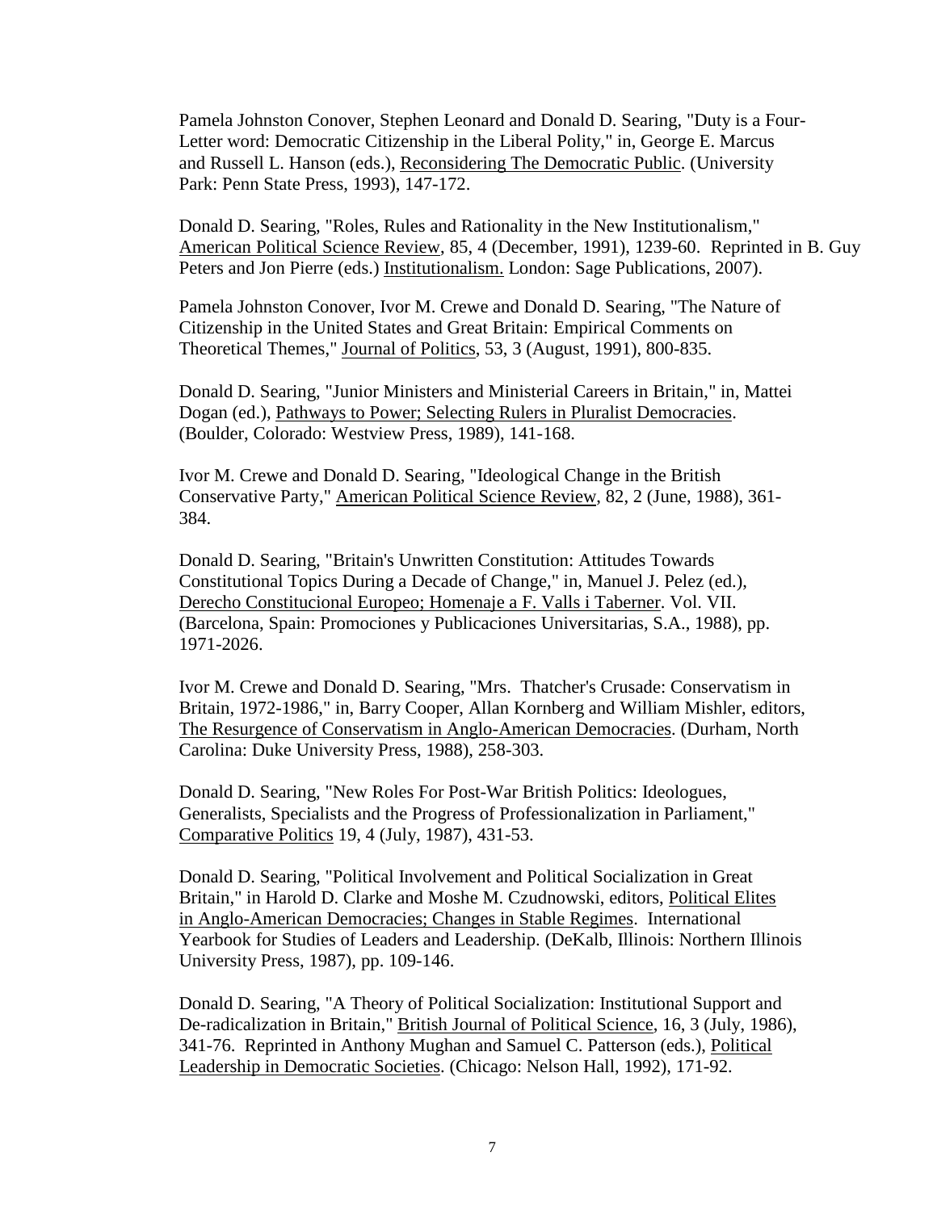Pamela Johnston Conover, Stephen Leonard and Donald D. Searing, "Duty is a Four-Letter word: Democratic Citizenship in the Liberal Polity," in, George E. Marcus and Russell L. Hanson (eds.), Reconsidering The Democratic Public. (University Park: Penn State Press, 1993), 147-172.

Donald D. Searing, "Roles, Rules and Rationality in the New Institutionalism," American Political Science Review, 85, 4 (December, 1991), 1239-60. Reprinted in B. Guy Peters and Jon Pierre (eds.) Institutionalism. London: Sage Publications, 2007).

Pamela Johnston Conover, Ivor M. Crewe and Donald D. Searing, "The Nature of Citizenship in the United States and Great Britain: Empirical Comments on Theoretical Themes," Journal of Politics, 53, 3 (August, 1991), 800-835.

Donald D. Searing, "Junior Ministers and Ministerial Careers in Britain," in, Mattei Dogan (ed.), Pathways to Power; Selecting Rulers in Pluralist Democracies. (Boulder, Colorado: Westview Press, 1989), 141-168.

Ivor M. Crewe and Donald D. Searing, "Ideological Change in the British Conservative Party," American Political Science Review, 82, 2 (June, 1988), 361-384.

Donald D. Searing, "Britain's Unwritten Constitution: Attitudes Towards Constitutional Topics During a Decade of Change," in, Manuel J. Pelez (ed.), Derecho Constitucional Europeo; Homenaje a F. Valls i Taberner. Vol. VII. (Barcelona, Spain: Promociones y Publicaciones Universitarias, S.A., 1988), pp. 1971-2026.

Ivor M. Crewe and Donald D. Searing, "Mrs. Thatcher's Crusade: Conservatism in Britain, 1972-1986," in, Barry Cooper, Allan Kornberg and William Mishler, editors, The Resurgence of Conservatism in Anglo-American Democracies. (Durham, North Carolina: Duke University Press, 1988), 258-303.

Donald D. Searing, "New Roles For Post-War British Politics: Ideologues, Generalists, Specialists and the Progress of Professionalization in Parliament," Comparative Politics 19, 4 (July, 1987), 431-53.

Donald D. Searing, "Political Involvement and Political Socialization in Great Britain," in Harold D. Clarke and Moshe M. Czudnowski, editors, Political Elites in Anglo-American Democracies; Changes in Stable Regimes. International Yearbook for Studies of Leaders and Leadership. (DeKalb, Illinois: Northern Illinois University Press, 1987), pp. 109-146.

Donald D. Searing, "A Theory of Political Socialization: Institutional Support and De-radicalization in Britain," British Journal of Political Science, 16, 3 (July, 1986), 341-76. Reprinted in Anthony Mughan and Samuel C. Patterson (eds.), Political Leadership in Democratic Societies. (Chicago: Nelson Hall, 1992), 171-92.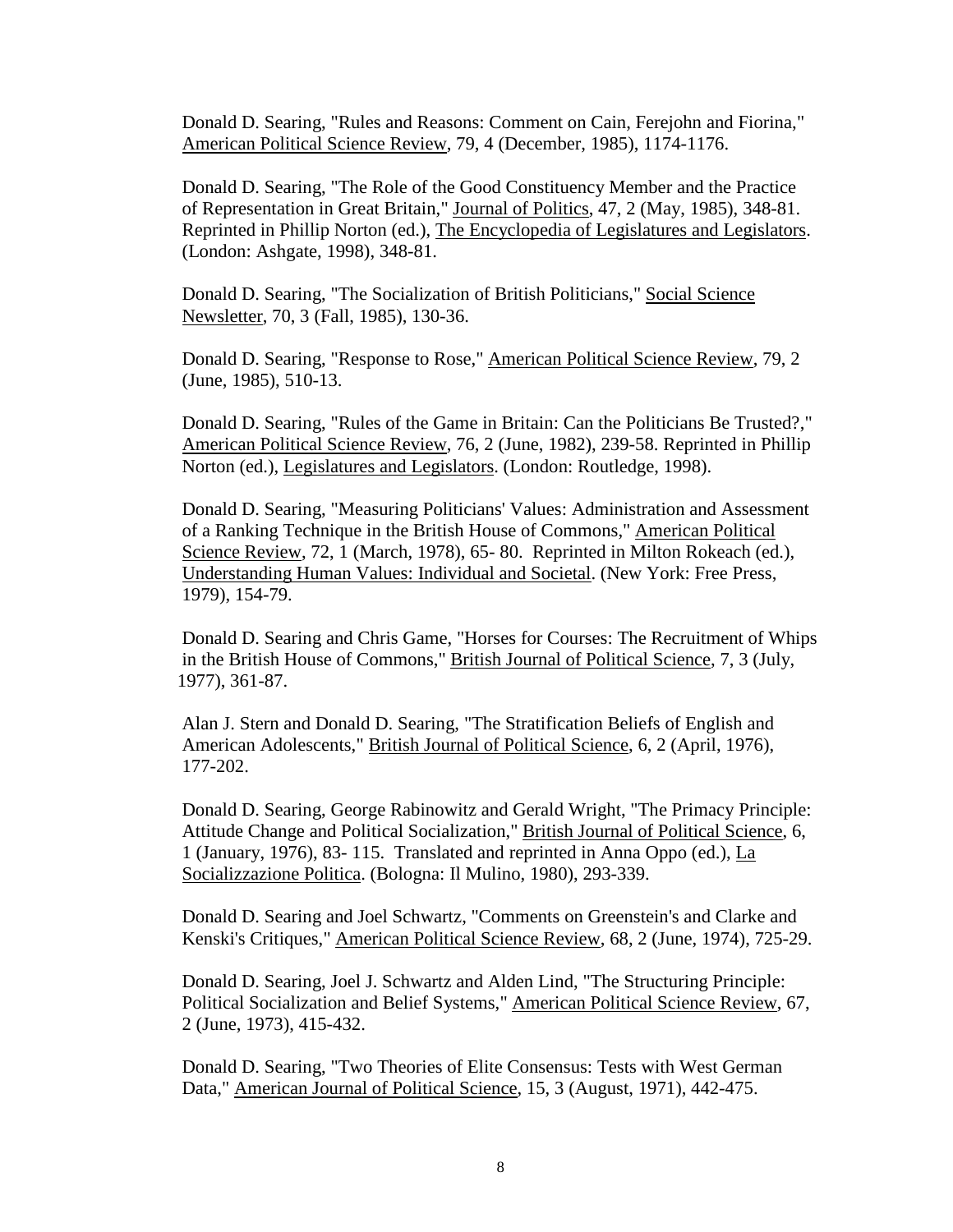Donald D. Searing, "Rules and Reasons: Comment on Cain, Ferejohn and Fiorina," American Political Science Review, 79, 4 (December, 1985), 1174-1176.

Donald D. Searing, "The Role of the Good Constituency Member and the Practice of Representation in Great Britain," Journal of Politics, 47, 2 (May, 1985), 348-81. Reprinted in Phillip Norton (ed.), The Encyclopedia of Legislatures and Legislators. (London: Ashgate, 1998), 348-81.

Donald D. Searing, "The Socialization of British Politicians," Social Science Newsletter, 70, 3 (Fall, 1985), 130-36.

Donald D. Searing, "Response to Rose," American Political Science Review, 79, 2 (June, 1985), 510-13.

Donald D. Searing, "Rules of the Game in Britain: Can the Politicians Be Trusted?," American Political Science Review, 76, 2 (June, 1982), 239-58. Reprinted in Phillip Norton (ed.), Legislatures and Legislators. (London: Routledge, 1998).

Donald D. Searing, "Measuring Politicians' Values: Administration and Assessment of a Ranking Technique in the British House of Commons," American Political Science Review, 72, 1 (March, 1978), 65- 80. Reprinted in Milton Rokeach (ed.), Understanding Human Values: Individual and Societal. (New York: Free Press, 1979), 154-79.

Donald D. Searing and Chris Game, "Horses for Courses: The Recruitment of Whips in the British House of Commons," British Journal of Political Science, 7, 3 (July, 1977), 361-87.

Alan J. Stern and Donald D. Searing, "The Stratification Beliefs of English and American Adolescents," British Journal of Political Science, 6, 2 (April, 1976), 177-202.

Donald D. Searing, George Rabinowitz and Gerald Wright, "The Primacy Principle: Attitude Change and Political Socialization," British Journal of Political Science, 6, 1 (January, 1976), 83- 115. Translated and reprinted in Anna Oppo (ed.), La Socializzazione Politica. (Bologna: Il Mulino, 1980), 293-339.

Donald D. Searing and Joel Schwartz, "Comments on Greenstein's and Clarke and Kenski's Critiques," American Political Science Review, 68, 2 (June, 1974), 725-29.

Donald D. Searing, Joel J. Schwartz and Alden Lind, "The Structuring Principle: Political Socialization and Belief Systems," American Political Science Review, 67, 2 (June, 1973), 415-432.

Donald D. Searing, "Two Theories of Elite Consensus: Tests with West German Data," American Journal of Political Science, 15, 3 (August, 1971), 442-475.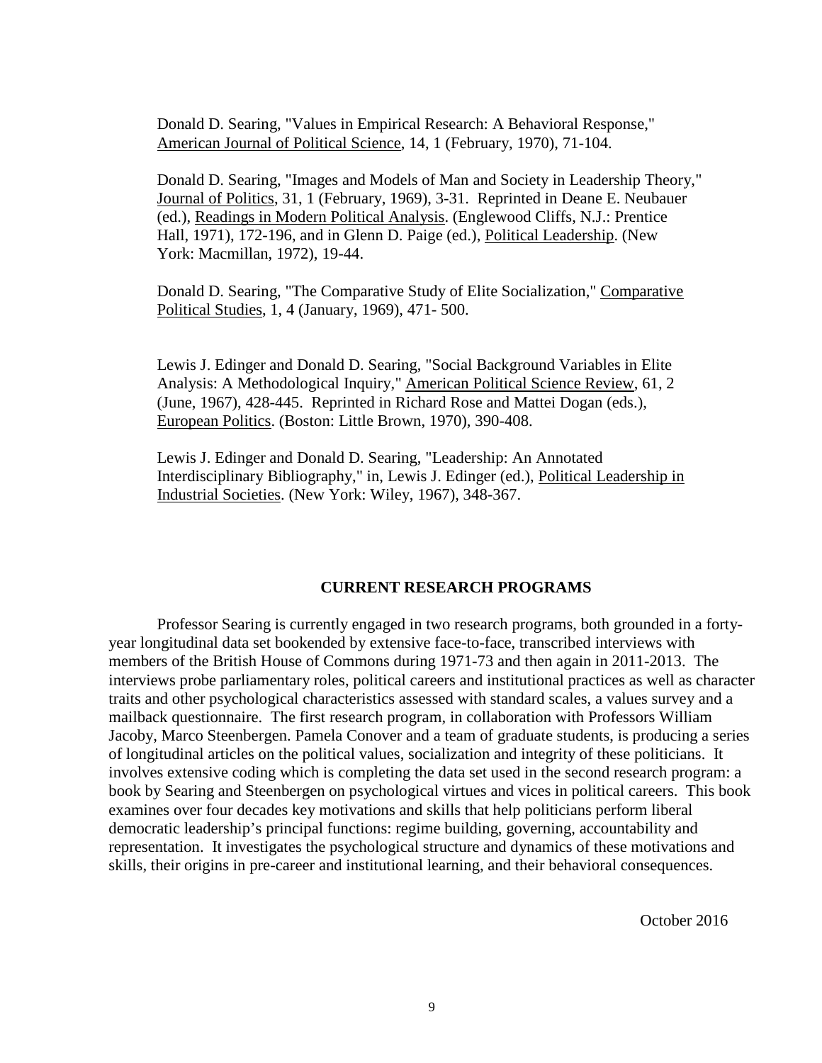Donald D. Searing, "Values in Empirical Research: A Behavioral Response," American Journal of Political Science, 14, 1 (February, 1970), 71-104.

Donald D. Searing, "Images and Models of Man and Society in Leadership Theory," Journal of Politics, 31, 1 (February, 1969), 3-31. Reprinted in Deane E. Neubauer (ed.), Readings in Modern Political Analysis. (Englewood Cliffs, N.J.: Prentice Hall, 1971), 172-196, and in Glenn D. Paige (ed.), Political Leadership. (New York: Macmillan, 1972), 19-44.

Donald D. Searing, "The Comparative Study of Elite Socialization," Comparative Political Studies, 1, 4 (January, 1969), 471- 500.

Lewis J. Edinger and Donald D. Searing, "Social Background Variables in Elite Analysis: A Methodological Inquiry," American Political Science Review, 61, 2 (June, 1967), 428-445. Reprinted in Richard Rose and Mattei Dogan (eds.), European Politics. (Boston: Little Brown, 1970), 390-408.

Lewis J. Edinger and Donald D. Searing, "Leadership: An Annotated Interdisciplinary Bibliography," in, Lewis J. Edinger (ed.), Political Leadership in Industrial Societies. (New York: Wiley, 1967), 348-367.

## CURRENT RESEARCH PROGRAMS

Professor Searing is currently engaged in two research programs, both grounded in a forty-year longitudinal data set bookended by extensive face-to-face, transcribed interviews with members of the British House of Commons during 1971-73 and then again in 2011-2013. The interviews probe parliamentary roles, political careers and institutional practices as well as character traits and other psychological characteristics assessed with standard scales, a values survey and a mailback questionnaire. The first research program, in collaboration with Professors William Jacoby, Marco Steenbergen. Pamela Conover and a team of graduate students, is producing a series of longitudinal articles on the political values, socialization and integrity of these politicians. It involves extensive coding which is completing the data set used in the second research program: a book by Searing and Steenbergen on psychological virtues and vices in political careers. This book examines over four decades key motivations and skills that help politicians perform liberal democratic leadership's principal functions: regime building, governing, accountability and representation. It investigates the psychological structure and dynamics of these motivations and skills, their origins in pre-career and institutional learning, and their behavioral consequences.

October 2016